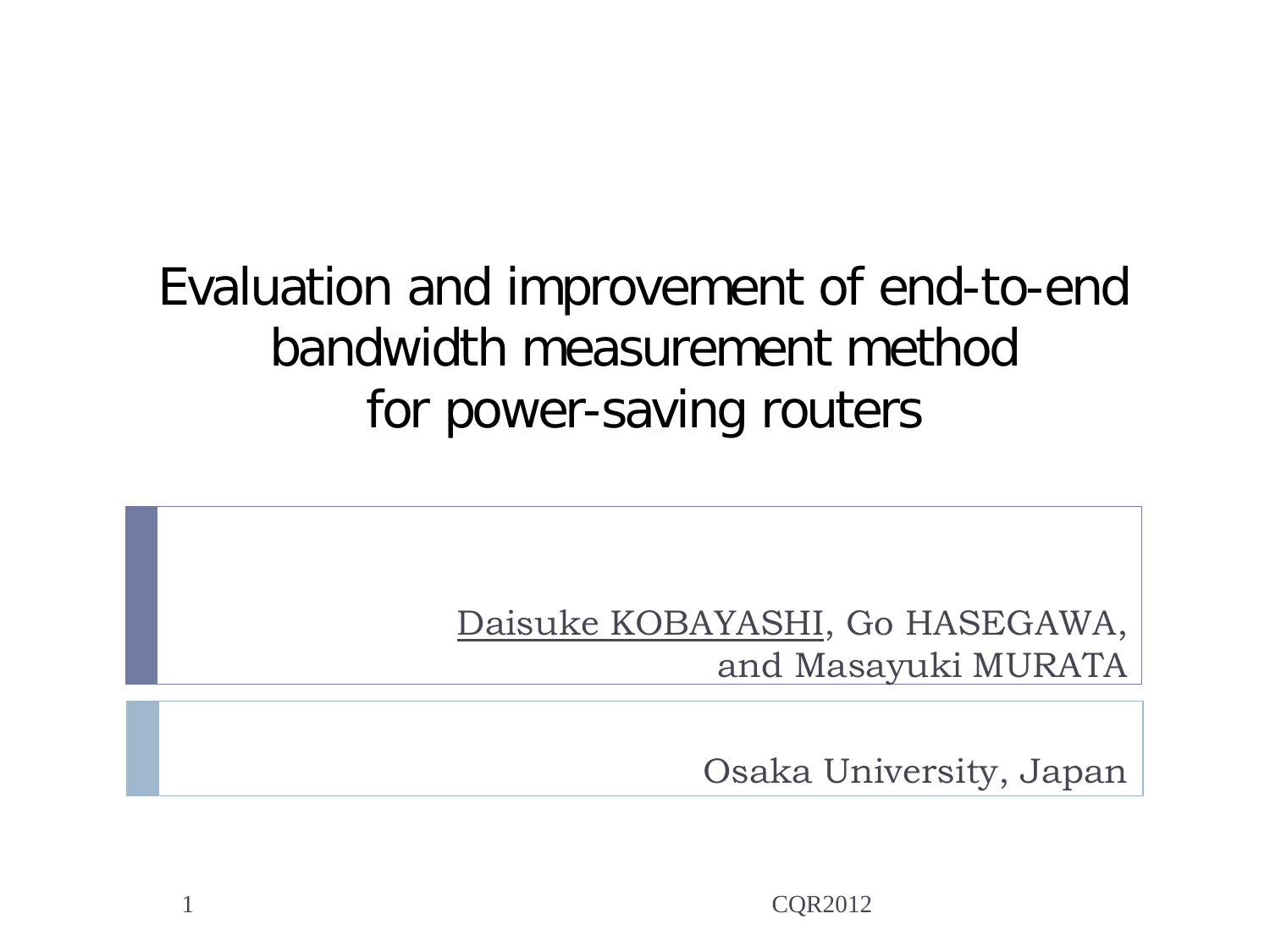# Evaluation and improvement of end-to-end bandwidth measurement method for power-saving routers

Daisuke KOBAYASHI, Go HASEGAWA, and Masayuki MURATA

Osaka University, Japan

CQR2012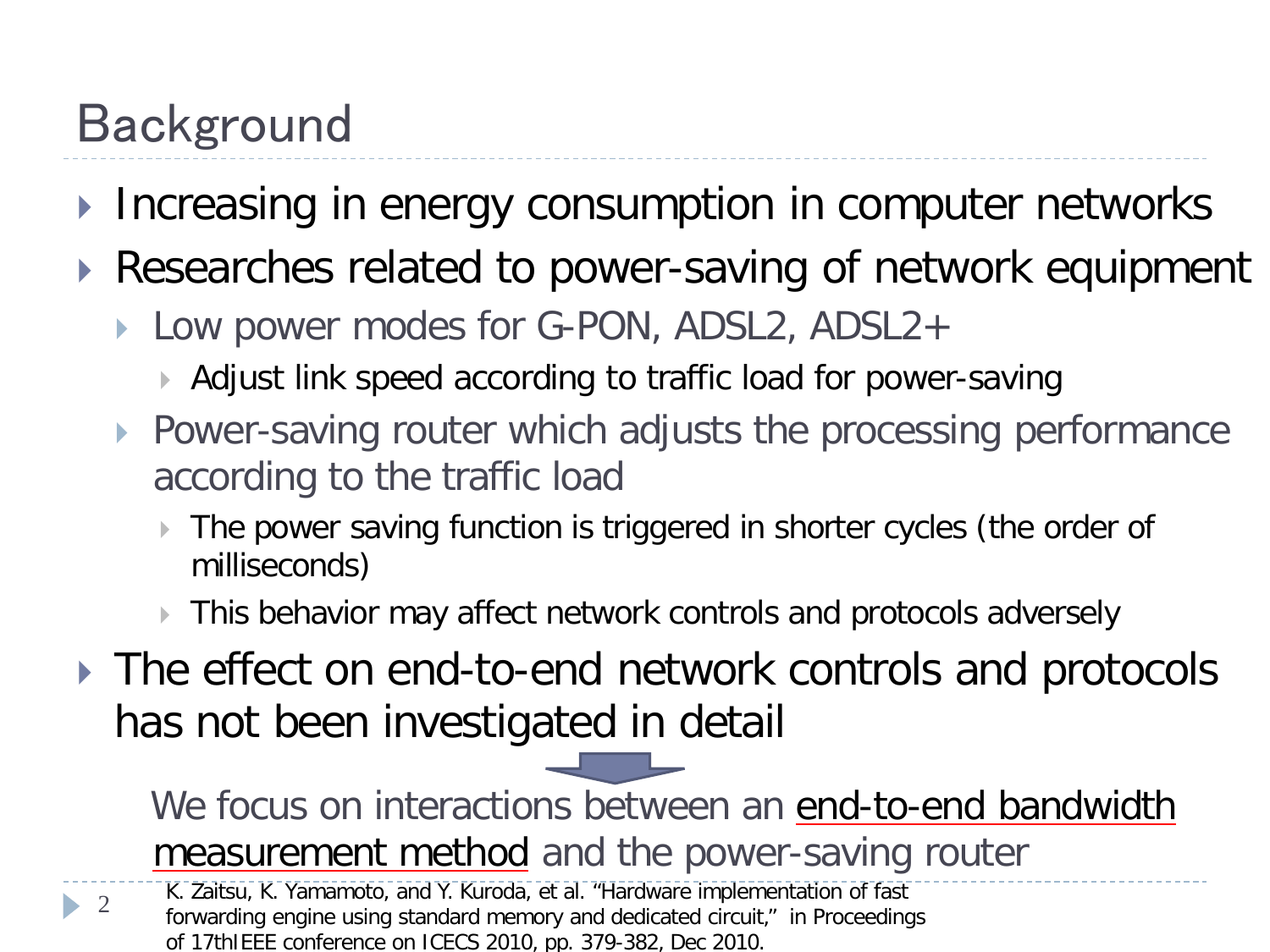# Background

- Increasing in energy consumption in computer networks
- Researches related to power-saving of network equipment
  - Low power modes for G-PON, ADSL2, ADSL2+
    - Adjust link speed according to traffic load for power-saving
  - Power-saving router which adjusts the processing performance according to the traffic load
    - The power saving function is triggered in shorter cycles (the order of milliseconds)
    - This behavior may affect network controls and protocols adversely
- The effect on end-to-end network controls and protocols has not been investigated in detail

We focus on interactions between an end-to-end bandwidth measurement method and the power-saving router

K. Zaitsu, K. Yamamoto, and Y. Kuroda, et al. "Hardware implementation of fast forwarding engine using standard memory and dedicated circuit," in Proceedings of 17thIEEE conference on ICECS 2010, pp. 379-382, Dec 2010.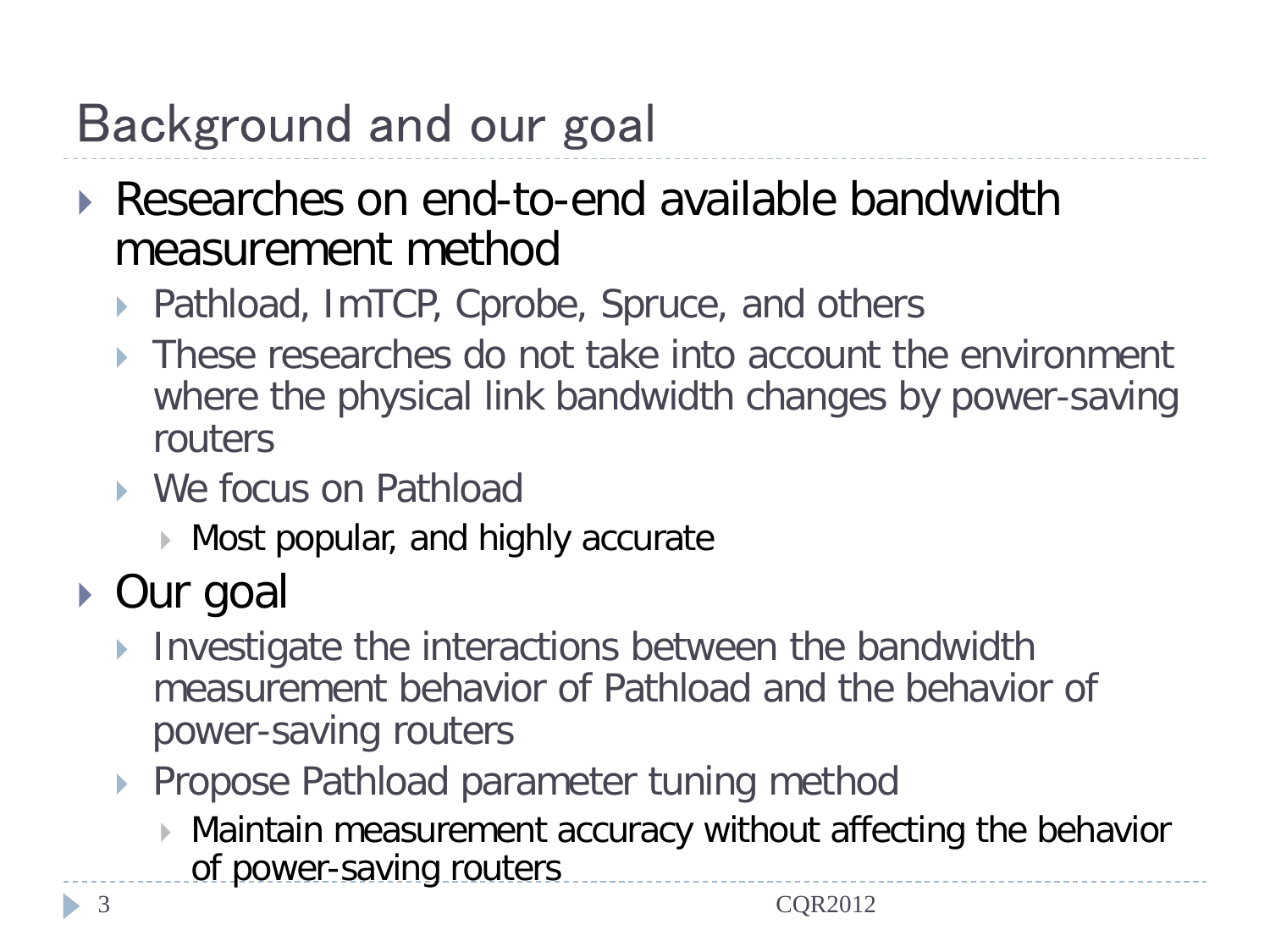# Background and our goal

- Researches on end-to-end available bandwidth measurement method
  - Pathload, ImTCP, Cprobe, Spruce, and others
  - These researches do not take into account the environment where the physical link bandwidth changes by power-saving routers
  - We focus on Pathload
    - Most popular, and highly accurate
- Our goal
  - Investigate the interactions between the bandwidth measurement behavior of Pathload and the behavior of power-saving routers
  - Propose Pathload parameter tuning method
    - Maintain measurement accuracy without affecting the behavior of power-saving routers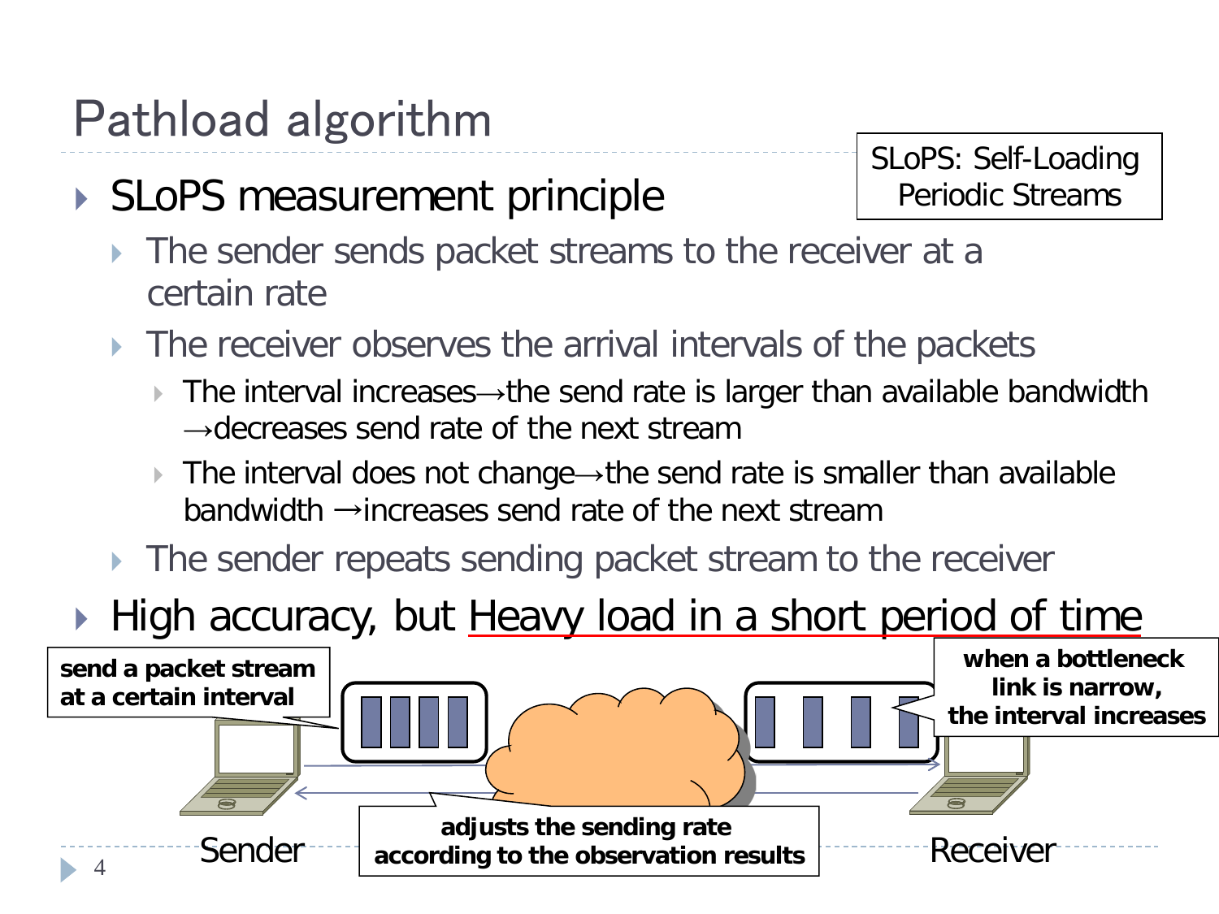# Pathload algorithm

SLoPS: Self-Loading Periodic Streams

- SLoPS measurement principle
  - The sender sends packet streams to the receiver at a certain rate
  - The receiver observes the arrival intervals of the packets
    - The interval increases→the send rate is larger than available bandwidth →decreases send rate of the next stream
    - The interval does not change→the send rate is smaller than available bandwidth →increases send rate of the next stream
  - The sender repeats sending packet stream to the receiver
- High accuracy, but Heavy load in a short period of time

**send a packet stream at a certain interval**

**when a bottleneck link is narrow, the interval increases**

**adjusts the sending rate according to the observation results**

Sender

Receiver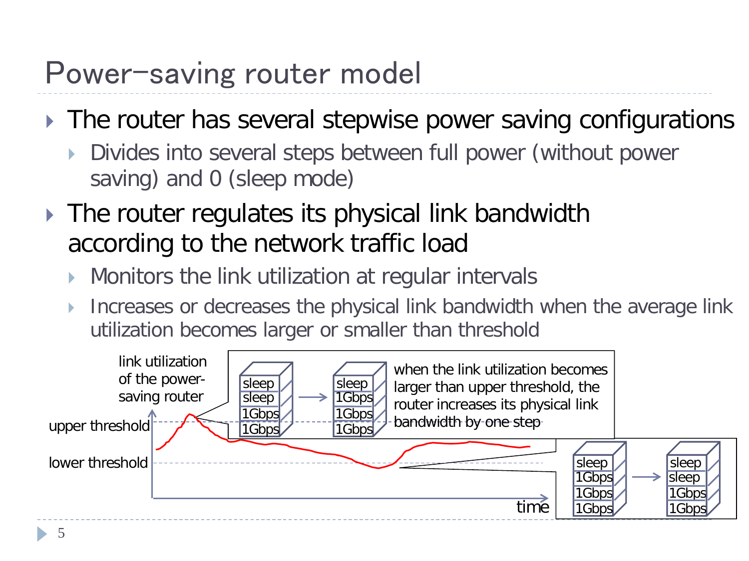# Power-saving router model

- The router has several stepwise power saving configurations
  - Divides into several steps between full power (without power saving) and 0 (sleep mode)
- The router regulates its physical link bandwidth according to the network traffic load
  - Monitors the link utilization at regular intervals
  - Increases or decreases the physical link bandwidth when the average link utilization becomes larger or smaller than threshold

link utilization of the power-saving router

upper threshold

lower threshold

time

| sleep | | sleep |
|---|---|---|
| sleep | → | 1Gbps |
| 1Gbps | | 1Gbps |
| 1Gbps | | 1Gbps |

when the link utilization becomes larger than upper threshold, the router increases its physical link bandwidth by one step

| sleep | | sleep |
|---|---|---|
| 1Gbps | → | sleep |
| 1Gbps | | 1Gbps |
| 1Gbps | | 1Gbps |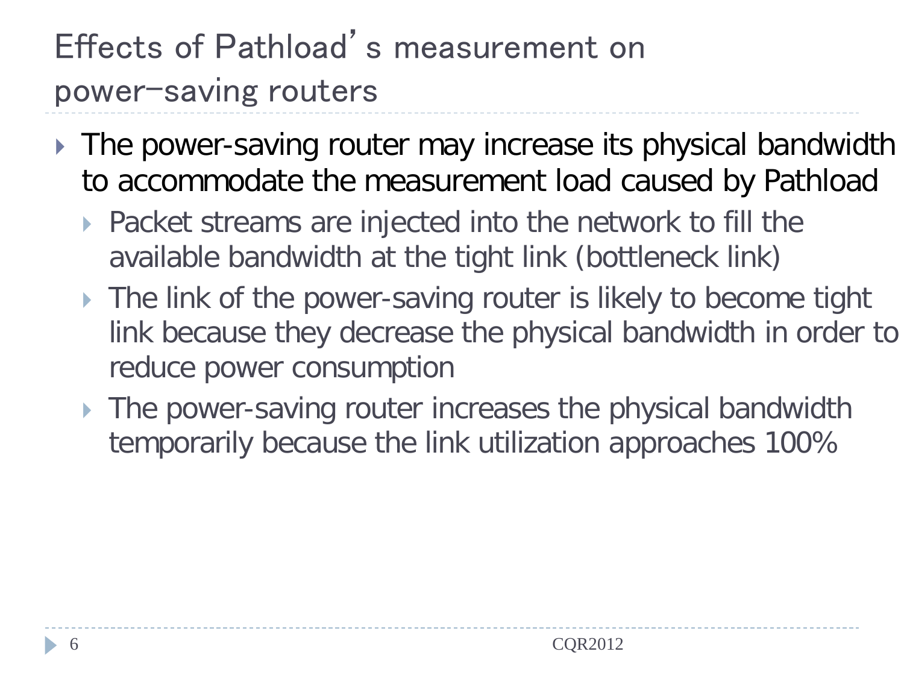# Effects of Pathload's measurement on power-saving routers

- The power-saving router may increase its physical bandwidth to accommodate the measurement load caused by Pathload
  - Packet streams are injected into the network to fill the available bandwidth at the tight link (bottleneck link)
  - The link of the power-saving router is likely to become tight link because they decrease the physical bandwidth in order to reduce power consumption
  - The power-saving router increases the physical bandwidth temporarily because the link utilization approaches 100%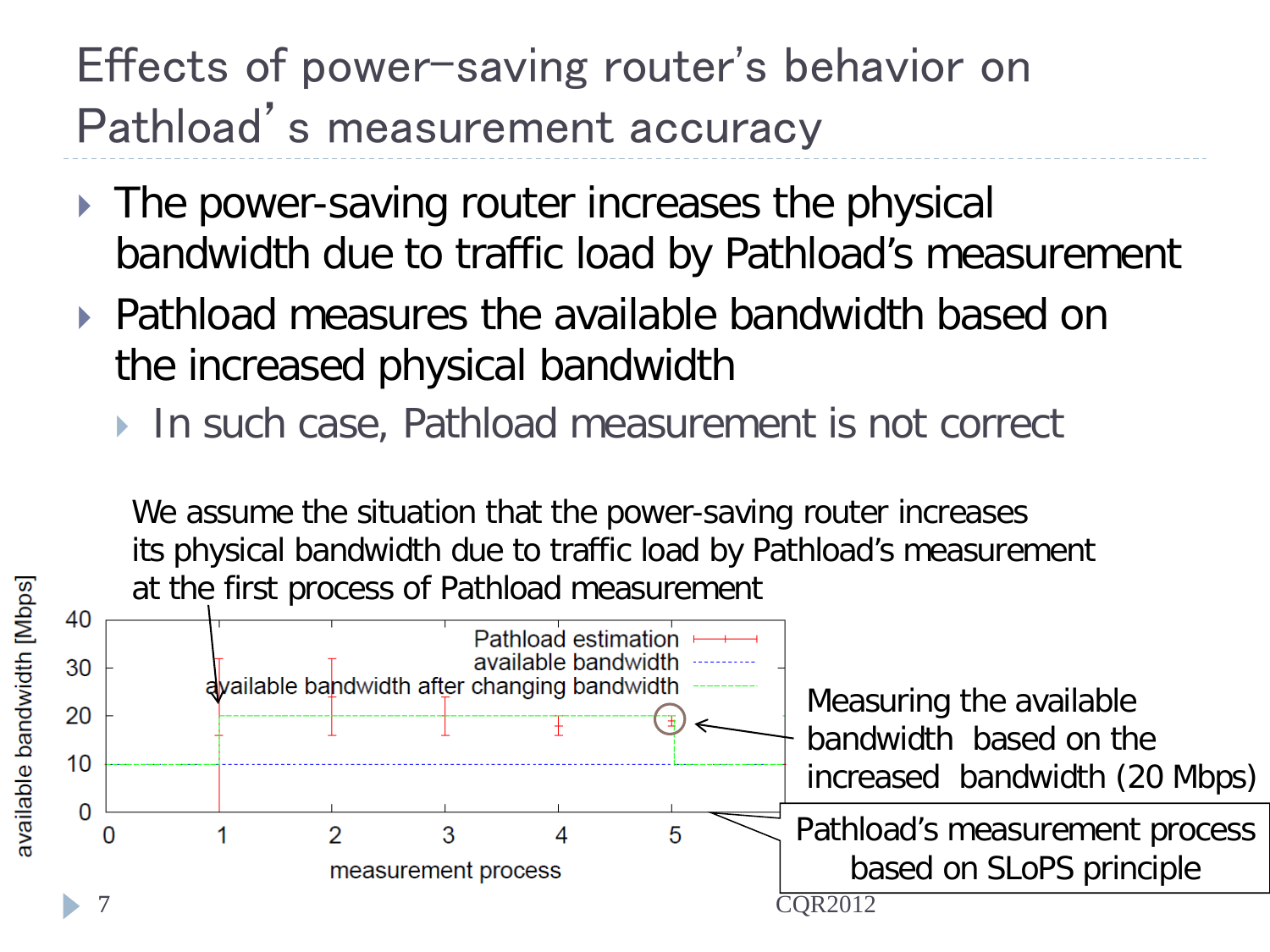# Effects of power-saving router's behavior on Pathload's measurement accuracy

- The power-saving router increases the physical bandwidth due to traffic load by Pathload's measurement
- Pathload measures the available bandwidth based on the increased physical bandwidth
  - In such case, Pathload measurement is not correct

We assume the situation that the power-saving router increases its physical bandwidth due to traffic load by Pathload's measurement at the first process of Pathload measurement

Measuring the available bandwidth based on the increased bandwidth (20 Mbps)

Pathload's measurement process based on SLoPS principle

CQR2012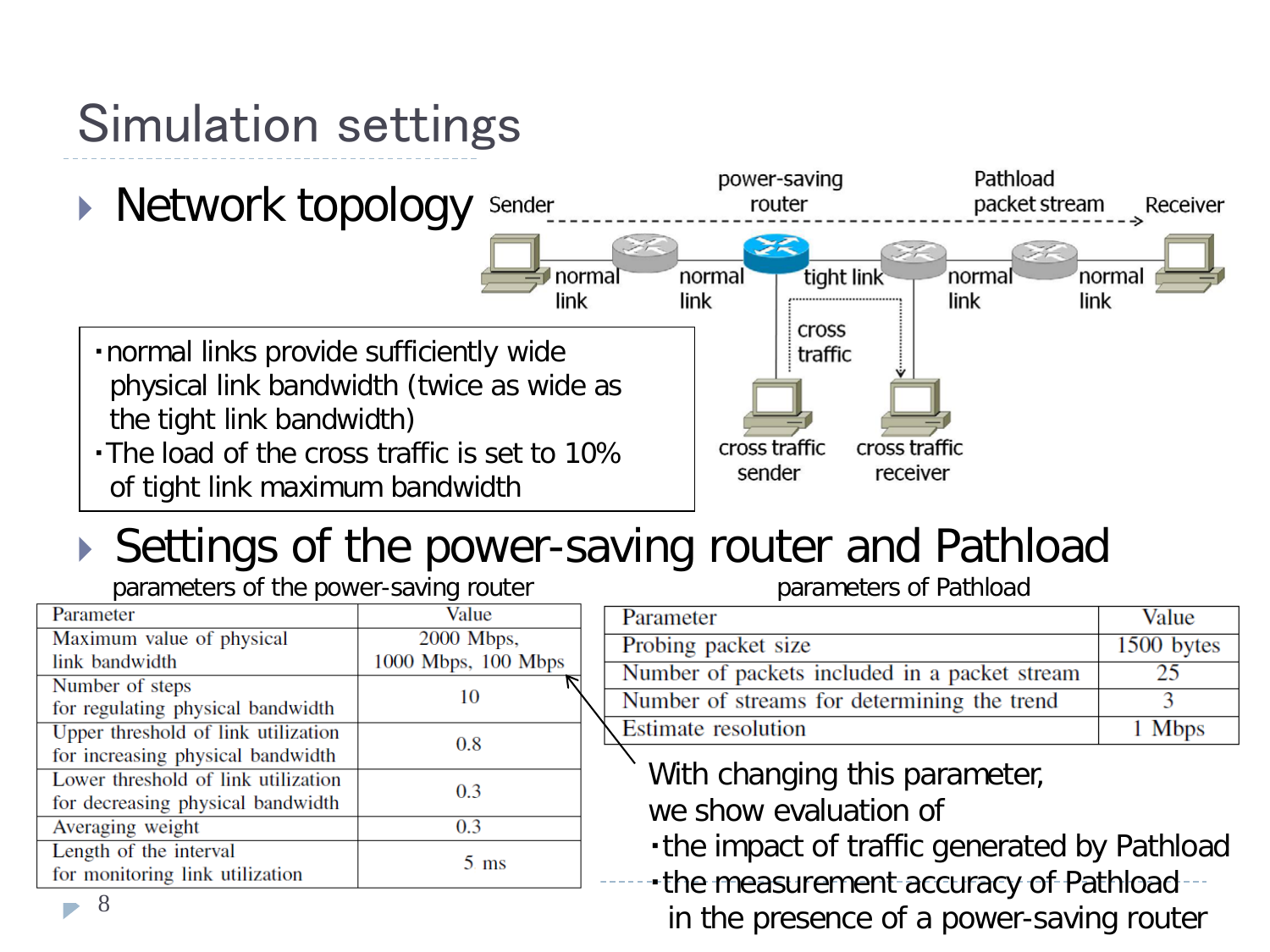# Simulation settings

- Network topology

Sender, power-saving router, Pathload packet stream, Receiver, normal link, normal link, tight link, normal link, normal link, cross traffic, cross traffic sender, cross traffic receiver

- ・normal links provide sufficiently wide physical link bandwidth (twice as wide as the tight link bandwidth)
- ・The load of the cross traffic is set to 10% of tight link maximum bandwidth

- Settings of the power-saving router and Pathload

parameters of the power-saving router

| Parameter | Value |
|---|---|
| Maximum value of physical link bandwidth | 2000 Mbps, 1000 Mbps, 100 Mbps |
| Number of steps for regulating physical bandwidth | 10 |
| Upper threshold of link utilization for increasing physical bandwidth | 0.8 |
| Lower threshold of link utilization for decreasing physical bandwidth | 0.3 |
| Averaging weight | 0.3 |
| Length of the interval for monitoring link utilization | 5 ms |

parameters of Pathload

| Parameter | Value |
|---|---|
| Probing packet size | 1500 bytes |
| Number of packets included in a packet stream | 25 |
| Number of streams for determining the trend | 3 |
| Estimate resolution | 1 Mbps |

With changing this parameter, we show evaluation of
- ・the impact of traffic generated by Pathload
- ・the measurement accuracy of Pathload in the presence of a power-saving router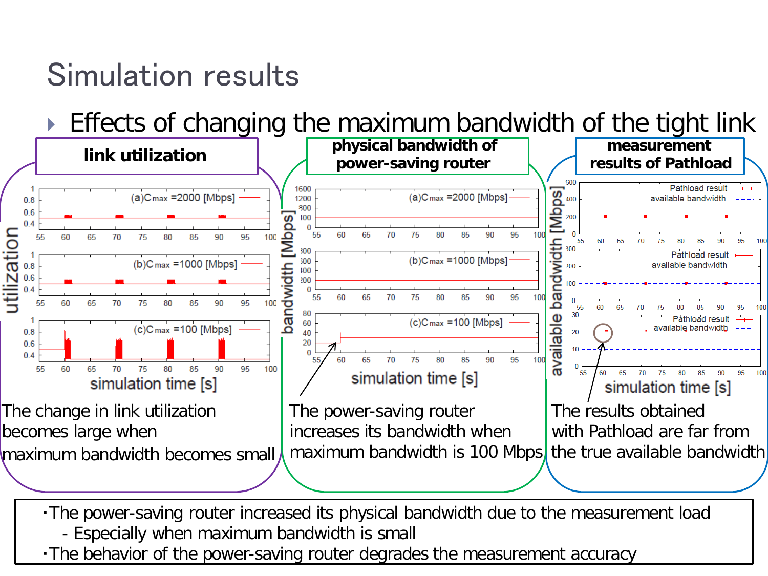# Simulation results

- Effects of changing the maximum bandwidth of the tight link

**link utilization**

The change in link utilization becomes large when maximum bandwidth becomes small

**physical bandwidth of power-saving router**

The power-saving router increases its bandwidth when maximum bandwidth is 100 Mbps

**measurement results of Pathload**

The results obtained with Pathload are far from the true available bandwidth

- The power-saving router increased its physical bandwidth due to the measurement load
  - Especially when maximum bandwidth is small
- The behavior of the power-saving router degrades the measurement accuracy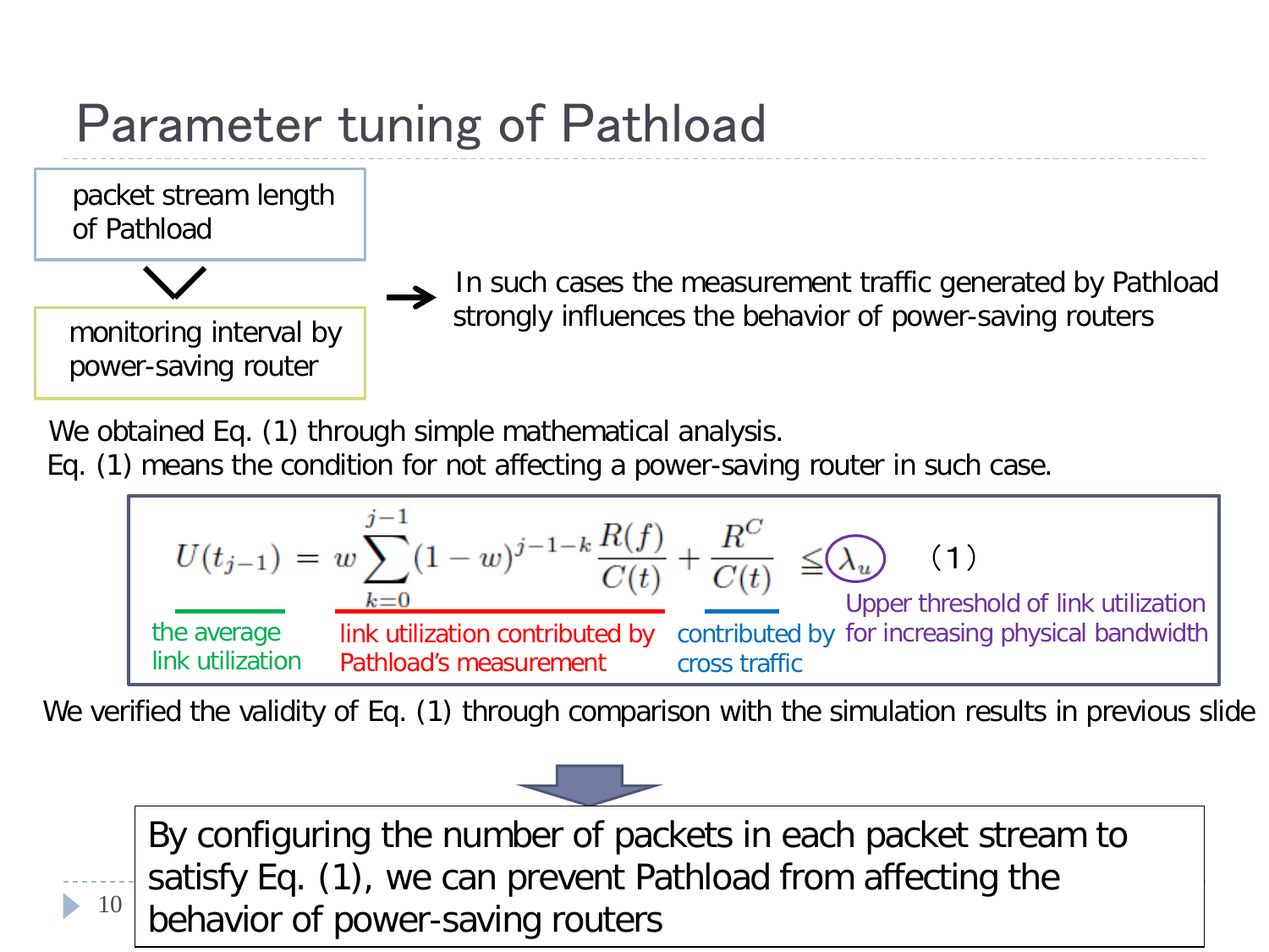# Parameter tuning of Pathload

packet stream length of Pathload

∨

monitoring interval by power-saving router

→ In such cases the measurement traffic generated by Pathload strongly influences the behavior of power-saving routers

We obtained Eq. (1) through simple mathematical analysis.
Eq. (1) means the condition for not affecting a power-saving router in such case.

$$U(t_{j-1}) = w\sum_{k=0}^{j-1}(1-w)^{j-1-k}\frac{R(f)}{C(t)} + \frac{R^C}{C(t)} \leqq \lambda_u \qquad (1)$$

- $U(t_{j-1})$: the average link utilization
- $w\sum_{k=0}^{j-1}(1-w)^{j-1-k}\frac{R(f)}{C(t)}$: link utilization contributed by Pathload's measurement
- $\frac{R^C}{C(t)}$: contributed by cross traffic
- $\lambda_u$: Upper threshold of link utilization for increasing physical bandwidth

We verified the validity of Eq. (1) through comparison with the simulation results in previous slide

By configuring the number of packets in each packet stream to satisfy Eq. (1), we can prevent Pathload from affecting the behavior of power-saving routers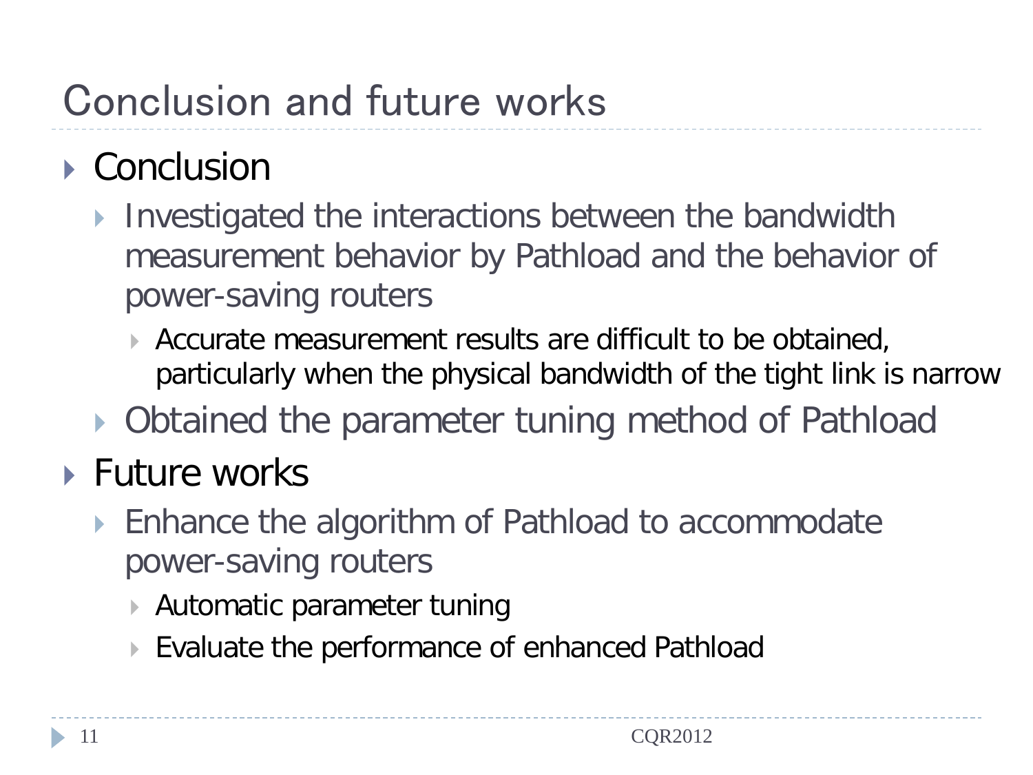# Conclusion and future works

- Conclusion
  - Investigated the interactions between the bandwidth measurement behavior by Pathload and the behavior of power-saving routers
    - Accurate measurement results are difficult to be obtained, particularly when the physical bandwidth of the tight link is narrow
  - Obtained the parameter tuning method of Pathload
- Future works
  - Enhance the algorithm of Pathload to accommodate power-saving routers
    - Automatic parameter tuning
    - Evaluate the performance of enhanced Pathload